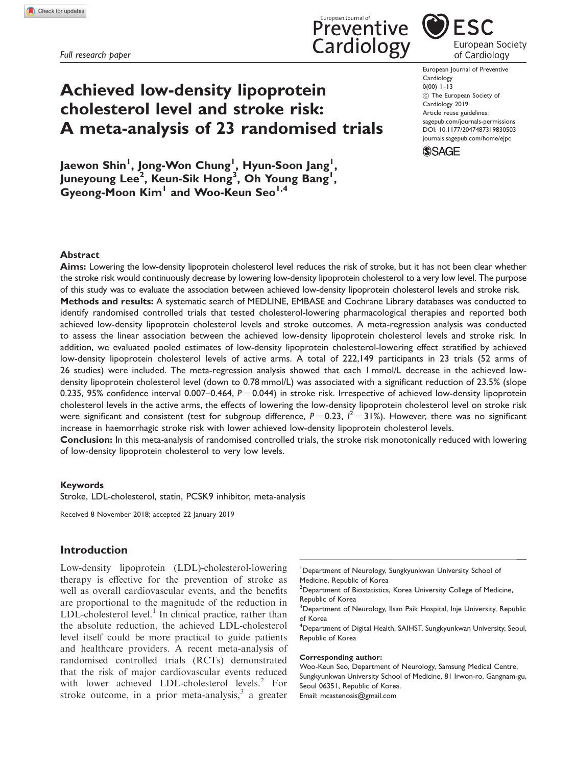Full research paper

# Achieved low-density lipoprotein cholesterol level and stroke risk: A meta-analysis of 23 randomised trials

Jaewon Shin[1], Jong-Won Chung[1], Hyun-Soon Jang[1], Juneyoung Lee[2], Keun-Sik Hong[3], Oh Young Bang[1], Gyeong-Moon Kim[1] and Woo-Keun Seo[1,4]

European Journal of Preventive Cardiology
0(00) 1–13
© The European Society of Cardiology 2019
Article reuse guidelines: sagepub.com/journals-permissions
DOI: 10.1177/2047487319830503
journals.sagepub.com/home/ejpc

## Abstract

**Aims:** Lowering the low-density lipoprotein cholesterol level reduces the risk of stroke, but it has not been clear whether the stroke risk would continuously decrease by lowering low-density lipoprotein cholesterol to a very low level. The purpose of this study was to evaluate the association between achieved low-density lipoprotein cholesterol levels and stroke risk.

**Methods and results:** A systematic search of MEDLINE, EMBASE and Cochrane Library databases was conducted to identify randomised controlled trials that tested cholesterol-lowering pharmacological therapies and reported both achieved low-density lipoprotein cholesterol levels and stroke outcomes. A meta-regression analysis was conducted to assess the linear association between the achieved low-density lipoprotein cholesterol levels and stroke risk. In addition, we evaluated pooled estimates of low-density lipoprotein cholesterol-lowering effect stratified by achieved low-density lipoprotein cholesterol levels of active arms. A total of 222,149 participants in 23 trials (52 arms of 26 studies) were included. The meta-regression analysis showed that each 1 mmol/L decrease in the achieved low-density lipoprotein cholesterol level (down to 0.78 mmol/L) was associated with a significant reduction of 23.5% (slope 0.235, 95% confidence interval 0.007–0.464, $P = 0.044$) in stroke risk. Irrespective of achieved low-density lipoprotein cholesterol levels in the active arms, the effects of lowering the low-density lipoprotein cholesterol level on stroke risk were significant and consistent (test for subgroup difference, $P = 0.23$, $I^2 = 31\%$). However, there was no significant increase in haemorrhagic stroke risk with lower achieved low-density lipoprotein cholesterol levels.

**Conclusion:** In this meta-analysis of randomised controlled trials, the stroke risk monotonically reduced with lowering of low-density lipoprotein cholesterol to very low levels.

### Keywords

Stroke, LDL-cholesterol, statin, PCSK9 inhibitor, meta-analysis

Received 8 November 2018; accepted 22 January 2019

## Introduction

Low-density lipoprotein (LDL)-cholesterol-lowering therapy is effective for the prevention of stroke as well as overall cardiovascular events, and the benefits are proportional to the magnitude of the reduction in LDL-cholesterol level.[1] In clinical practice, rather than the absolute reduction, the achieved LDL-cholesterol level itself could be more practical to guide patients and healthcare providers. A recent meta-analysis of randomised controlled trials (RCTs) demonstrated that the risk of major cardiovascular events reduced with lower achieved LDL-cholesterol levels.[2] For stroke outcome, in a prior meta-analysis,[3] a greater

[1]Department of Neurology, Sungkyunkwan University School of Medicine, Republic of Korea
[2]Department of Biostatistics, Korea University College of Medicine, Republic of Korea
[3]Department of Neurology, Ilsan Paik Hospital, Inje University, Republic of Korea
[4]Department of Digital Health, SAIHST, Sungkyunkwan University, Seoul, Republic of Korea

**Corresponding author:**
Woo-Keun Seo, Department of Neurology, Samsung Medical Centre, Sungkyunkwan University School of Medicine, 81 Irwon-ro, Gangnam-gu, Seoul 06351, Republic of Korea.
Email: mcastenosis@gmail.com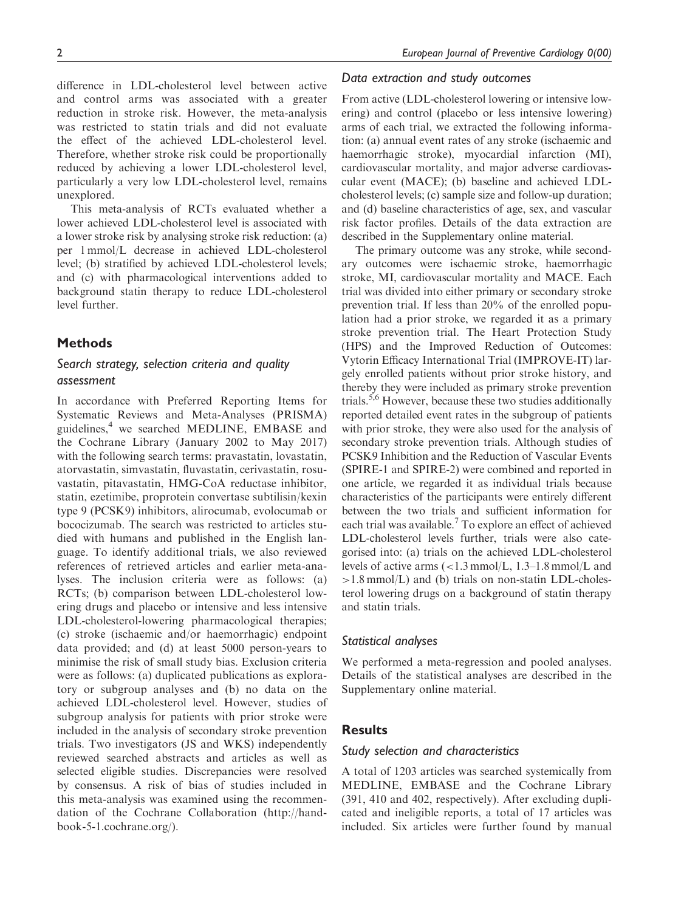difference in LDL-cholesterol level between active and control arms was associated with a greater reduction in stroke risk. However, the meta-analysis was restricted to statin trials and did not evaluate the effect of the achieved LDL-cholesterol level. Therefore, whether stroke risk could be proportionally reduced by achieving a lower LDL-cholesterol level, particularly a very low LDL-cholesterol level, remains unexplored.

This meta-analysis of RCTs evaluated whether a lower achieved LDL-cholesterol level is associated with a lower stroke risk by analysing stroke risk reduction: (a) per 1 mmol/L decrease in achieved LDL-cholesterol level; (b) stratified by achieved LDL-cholesterol levels; and (c) with pharmacological interventions added to background statin therapy to reduce LDL-cholesterol level further.

## Methods

### Search strategy, selection criteria and quality assessment

In accordance with Preferred Reporting Items for Systematic Reviews and Meta-Analyses (PRISMA) guidelines,[4] we searched MEDLINE, EMBASE and the Cochrane Library (January 2002 to May 2017) with the following search terms: pravastatin, lovastatin, atorvastatin, simvastatin, fluvastatin, cerivastatin, rosuvastatin, pitavastatin, HMG-CoA reductase inhibitor, statin, ezetimibe, proprotein convertase subtilisin/kexin type 9 (PCSK9) inhibitors, alirocumab, evolocumab or bococizumab. The search was restricted to articles studied with humans and published in the English language. To identify additional trials, we also reviewed references of retrieved articles and earlier meta-analyses. The inclusion criteria were as follows: (a) RCTs; (b) comparison between LDL-cholesterol lowering drugs and placebo or intensive and less intensive LDL-cholesterol-lowering pharmacological therapies; (c) stroke (ischaemic and/or haemorrhagic) endpoint data provided; and (d) at least 5000 person-years to minimise the risk of small study bias. Exclusion criteria were as follows: (a) duplicated publications as exploratory or subgroup analyses and (b) no data on the achieved LDL-cholesterol level. However, studies of subgroup analysis for patients with prior stroke were included in the analysis of secondary stroke prevention trials. Two investigators (JS and WKS) independently reviewed searched abstracts and articles as well as selected eligible studies. Discrepancies were resolved by consensus. A risk of bias of studies included in this meta-analysis was examined using the recommendation of the Cochrane Collaboration (http://handbook-5-1.cochrane.org/).

### Data extraction and study outcomes

From active (LDL-cholesterol lowering or intensive lowering) and control (placebo or less intensive lowering) arms of each trial, we extracted the following information: (a) annual event rates of any stroke (ischaemic and haemorrhagic stroke), myocardial infarction (MI), cardiovascular mortality, and major adverse cardiovascular event (MACE); (b) baseline and achieved LDL-cholesterol levels; (c) sample size and follow-up duration; and (d) baseline characteristics of age, sex, and vascular risk factor profiles. Details of the data extraction are described in the Supplementary online material.

The primary outcome was any stroke, while secondary outcomes were ischaemic stroke, haemorrhagic stroke, MI, cardiovascular mortality and MACE. Each trial was divided into either primary or secondary stroke prevention trial. If less than 20% of the enrolled population had a prior stroke, we regarded it as a primary stroke prevention trial. The Heart Protection Study (HPS) and the Improved Reduction of Outcomes: Vytorin Efficacy International Trial (IMPROVE-IT) largely enrolled patients without prior stroke history, and thereby they were included as primary stroke prevention trials.[5,6] However, because these two studies additionally reported detailed event rates in the subgroup of patients with prior stroke, they were also used for the analysis of secondary stroke prevention trials. Although studies of PCSK9 Inhibition and the Reduction of Vascular Events (SPIRE-1 and SPIRE-2) were combined and reported in one article, we regarded it as individual trials because characteristics of the participants were entirely different between the two trials and sufficient information for each trial was available.[7] To explore an effect of achieved LDL-cholesterol levels further, trials were also categorised into: (a) trials on the achieved LDL-cholesterol levels of active arms (<1.3 mmol/L, 1.3–1.8 mmol/L and >1.8 mmol/L) and (b) trials on non-statin LDL-cholesterol lowering drugs on a background of statin therapy and statin trials.

### Statistical analyses

We performed a meta-regression and pooled analyses. Details of the statistical analyses are described in the Supplementary online material.

## Results

### Study selection and characteristics

A total of 1203 articles was searched systemically from MEDLINE, EMBASE and the Cochrane Library (391, 410 and 402, respectively). After excluding duplicated and ineligible reports, a total of 17 articles was included. Six articles were further found by manual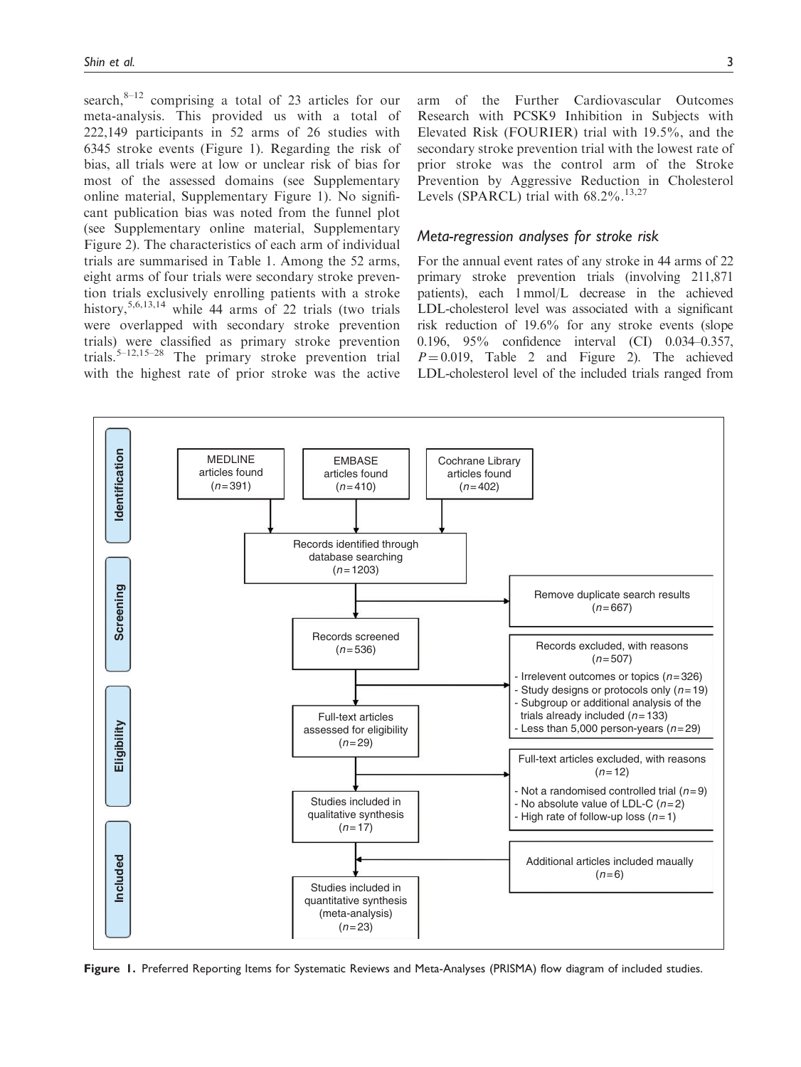search,[8–12] comprising a total of 23 articles for our meta-analysis. This provided us with a total of 222,149 participants in 52 arms of 26 studies with 6345 stroke events (Figure 1). Regarding the risk of bias, all trials were at low or unclear risk of bias for most of the assessed domains (see Supplementary online material, Supplementary Figure 1). No significant publication bias was noted from the funnel plot (see Supplementary online material, Supplementary Figure 2). The characteristics of each arm of individual trials are summarised in Table 1. Among the 52 arms, eight arms of four trials were secondary stroke prevention trials exclusively enrolling patients with a stroke history,[5,6,13,14] while 44 arms of 22 trials (two trials were overlapped with secondary stroke prevention trials) were classified as primary stroke prevention trials.[5–12,15–28] The primary stroke prevention trial with the highest rate of prior stroke was the active arm of the Further Cardiovascular Outcomes Research with PCSK9 Inhibition in Subjects with Elevated Risk (FOURIER) trial with 19.5%, and the secondary stroke prevention trial with the lowest rate of prior stroke was the control arm of the Stroke Prevention by Aggressive Reduction in Cholesterol Levels (SPARCL) trial with 68.2%.[13,27]

## *Meta-regression analyses for stroke risk*

For the annual event rates of any stroke in 44 arms of 22 primary stroke prevention trials (involving 211,871 patients), each 1 mmol/L decrease in the achieved LDL-cholesterol level was associated with a significant risk reduction of 19.6% for any stroke events (slope 0.196, 95% confidence interval (CI) 0.034–0.357, $P = 0.019$, Table 2 and Figure 2). The achieved LDL-cholesterol level of the included trials ranged from

**Identification**
- MEDLINE articles found ($n = 391$)
- EMBASE articles found ($n = 410$)
- Cochrane Library articles found ($n = 402$)
- Records identified through database searching ($n = 1203$)

**Screening**
- Remove duplicate search results ($n = 667$)
- Records screened ($n = 536$)
- Records excluded, with reasons ($n = 507$)
  - Irrelevent outcomes or topics ($n = 326$)
  - Study designs or protocols only ($n = 19$)
  - Subgroup or additional analysis of the trials already included ($n = 133$)
  - Less than 5,000 person-years ($n = 29$)

**Eligibility**
- Full-text articles assessed for eligibility ($n = 29$)
- Full-text articles excluded, with reasons ($n = 12$)
  - Not a randomised controlled trial ($n = 9$)
  - No absolute value of LDL-C ($n = 2$)
  - High rate of follow-up loss ($n = 1$)
- Studies included in qualitative synthesis ($n = 17$)

**Included**
- Additional articles included maually ($n = 6$)
- Studies included in quantitative synthesis (meta-analysis) ($n = 23$)

**Figure 1.** Preferred Reporting Items for Systematic Reviews and Meta-Analyses (PRISMA) flow diagram of included studies.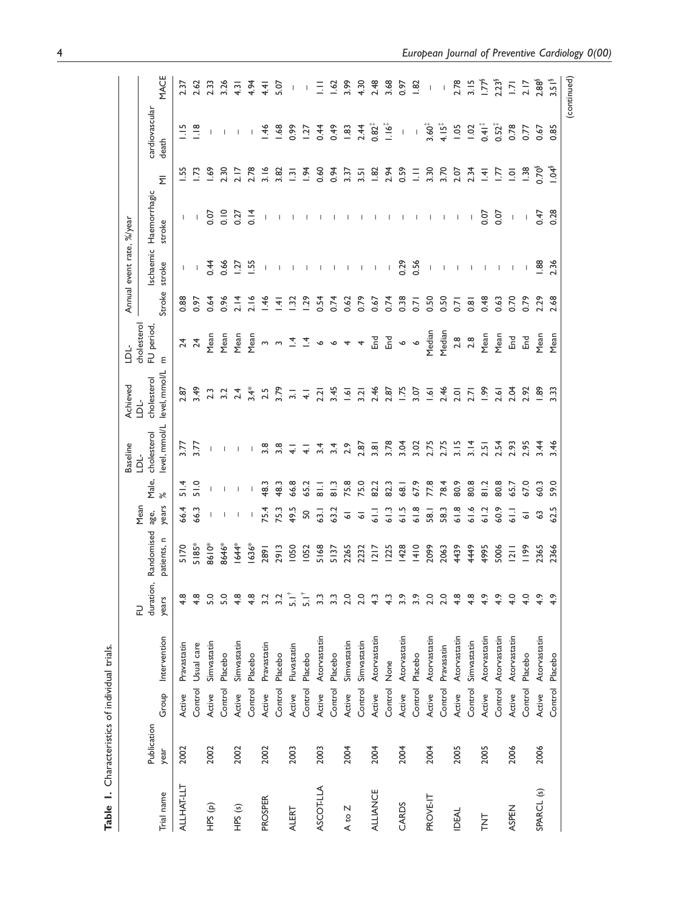**Table 1.** Characteristics of individual trials.

| Trial name | Publication year | Group | Intervention | FU duration, years | Randomised patients, n | Mean age, years | Male, % | Baseline LDL-cholesterol level, mmol/L | Achieved LDL-cholesterol level, mmol/L | LDL-cholesterol FU period, m | Annual event rate, %/year | | | | | | |
|---|---|---|---|---|---|---|---|---|---|---|---|---|---|---|---|---|---|
| | | | | | | | | | | | Stroke | Ischaemic stroke | Haemorrhagic stroke | MI | cardiovascular death | MACE |
| ALLHAT-LLT | 2002 | Active | Pravastatin | 4.8 | 5170 | 66.4 | 51.4 | 3.77 | 2.87 | 24 | 0.88 | – | – | 1.55 | 1.15 | 2.37 |
| | | Control | Usual care | 4.8 | 5185* | 66.3 | 51.0 | 3.77 | 3.49 | 24 | 0.97 | – | – | 1.73 | 1.18 | 2.62 |
| HPS (p) | 2002 | Active | Simvastatin | 5.0 | 8610* | – | – | – | 2.3 | Mean | 0.64 | 0.44 | 0.07 | 1.69 | – | 2.33 |
| | | Control | Placebo | 5.0 | 8646* | – | – | – | 3.2 | Mean | 0.96 | 0.66 | 0.10 | 2.30 | – | 3.26 |
| HPS (s) | 2002 | Active | Simvastatin | 4.8 | 1644* | – | – | – | 2.4 | Mean | 2.14 | 1.27 | 0.27 | 2.17 | – | 4.31 |
| | | Control | Placebo | 4.8 | 1636* | – | – | – | 3.4* | Mean | 2.16 | 1.55 | 0.14 | 2.78 | – | 4.94 |
| PROSPER | 2002 | Active | Pravastatin | 3.2 | 2891 | 75.4 | 48.3 | 3.8 | 2.5 | 3 | 1.46 | – | – | 3.16 | 1.46 | 4.41 |
| | | Control | Placebo | 3.2 | 2913 | 75.3 | 48.3 | 3.8 | 3.79 | 3 | 1.41 | – | – | 3.82 | 1.68 | 5.07 |
| ALERT | 2003 | Active | Fluvastatin | 5.1[†] | 1050 | 49.5 | 66.8 | 4.1 | 3.1 | 1.4 | 1.32 | – | – | 1.31 | 0.99 | – |
| | | Control | Placebo | 5.1[†] | 1052 | 50 | 65.2 | 4.1 | 4.1 | 1.4 | 1.29 | – | – | 1.94 | 1.27 | – |
| ASCOT-LLA | 2003 | Active | Atorvastatin | 3.3 | 5168 | 63.1 | 81.1 | 3.4 | 2.21 | 6 | 0.54 | – | – | 0.60 | 0.44 | 1.11 |
| | | Control | Placebo | 3.3 | 5137 | 63.2 | 81.3 | 3.4 | 3.45 | 6 | 0.74 | – | – | 0.94 | 0.49 | 1.62 |
| A to Z | 2004 | Active | Simvastatin | 2.0 | 2265 | 61 | 75.8 | 2.9 | 1.61 | 4 | 0.62 | – | – | 3.37 | 1.83 | 3.99 |
| | | Control | Simvastatin | 2.0 | 2232 | 61 | 75.0 | 2.87 | 3.21 | 4 | 0.79 | – | – | 3.51 | 2.44 | 4.30 |
| ALLIANCE | 2004 | Active | Atorvastatin | 4.3 | 1217 | 61.1 | 82.2 | 3.81 | 2.46 | End | 0.67 | – | – | 1.82 | 0.82[‡] | 2.48 |
| | | Control | None | 4.3 | 1225 | 61.3 | 82.3 | 3.78 | 2.87 | End | 0.74 | – | – | 2.94 | 1.16[‡] | 3.68 |
| CARDS | 2004 | Active | Atorvastatin | 3.9 | 1428 | 61.5 | 68.1 | 3.04 | 1.75 | 6 | 0.38 | 0.29 | – | 0.59 | – | 0.97 |
| | | Control | Placebo | 3.9 | 1410 | 61.8 | 67.9 | 3.02 | 3.07 | 6 | 0.71 | 0.56 | – | 1.11 | – | 1.82 |
| PROVE-IT | 2004 | Active | Atorvastatin | 2.0 | 2099 | 58.1 | 77.8 | 2.75 | 1.61 | Median | 0.50 | – | – | 3.30 | 3.60[‡] | – |
| | | Control | Pravasatin | 2.0 | 2063 | 58.3 | 78.4 | 2.75 | 2.46 | Median | 0.50 | – | – | 3.70 | 4.15[‡] | – |
| IDEAL | 2005 | Active | Atorvastatin | 4.8 | 4439 | 61.8 | 80.9 | 3.15 | 2.01 | 2.8 | 0.71 | – | – | 2.07 | 1.05 | 2.78 |
| | | Control | Simvastatin | 4.8 | 4449 | 61.6 | 80.8 | 3.14 | 2.71 | 2.8 | 0.81 | – | – | 2.34 | 1.02 | 3.15 |
| TNT | 2005 | Active | Atorvastatin | 4.9 | 4995 | 61.2 | 81.2 | 2.51 | 1.99 | Mean | 0.48 | – | 0.07 | 1.41 | 0.41[‡] | 1.77[§] |
| | | Control | Atorvastatin | 4.9 | 5006 | 60.9 | 80.8 | 2.54 | 2.61 | Mean | 0.63 | – | 0.07 | 1.77 | 0.52[‡] | 2.23[§] |
| ASPEN | 2006 | Active | Atorvastatin | 4.0 | 1211 | 61.1 | 65.7 | 2.93 | 2.04 | End | 0.70 | – | – | 1.01 | 0.78 | 1.71 |
| | | Control | Placebo | 4.0 | 1199 | 61 | 67.0 | 2.95 | 2.92 | End | 0.79 | – | – | 1.38 | 0.77 | 2.17 |
| SPARCL (s) | 2006 | Active | Atorvastatin | 4.9 | 2365 | 63 | 60.3 | 3.44 | 1.89 | Mean | 2.29 | 1.88 | 0.47 | 0.70[§] | 0.67 | 2.88[§] |
| | | Control | Placebo | 4.9 | 2366 | 62.5 | 59.0 | 3.46 | 3.33 | Mean | 2.68 | 2.36 | 0.28 | 1.04[§] | 0.85 | 3.51[§] |

(continued)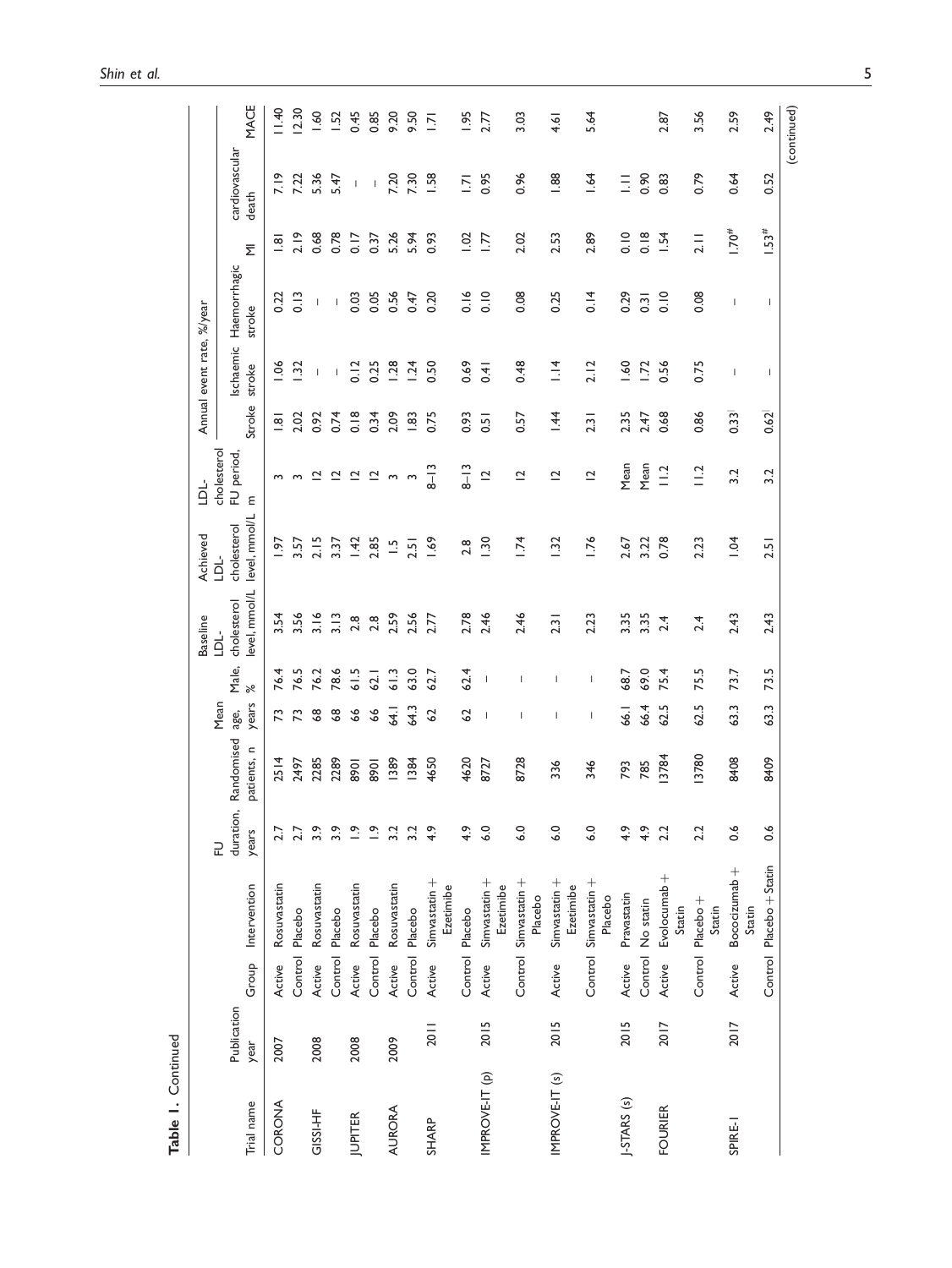**Table 1.** Continued

| Trial name | Publication year | Group | Intervention | FU duration, years | Randomised patients, n | Mean age, years | Male, % | Baseline LDL-cholesterol level, mmol/L | Achieved LDL-cholesterol level, mmol/L | LDL-cholesterol FU period, m | Annual event rate, %/year Stroke | Ischaemic stroke | Haemorrhagic stroke | MI | cardiovascular death | MACE |
|---|---|---|---|---|---|---|---|---|---|---|---|---|---|---|---|---|
| CORONA | 2007 | Active | Rosuvastatin | 2.7 | 2514 | 73 | 76.4 | 3.54 | 1.97 | 3 | 1.81 | 1.06 | 0.22 | 1.81 | 7.19 | 11.40 |
| | | Control | Placebo | 2.7 | 2497 | 73 | 76.5 | 3.56 | 3.57 | 3 | 2.02 | 1.32 | 0.13 | 2.19 | 7.22 | 12.30 |
| GISSI-HF | 2008 | Active | Rosuvastatin | 3.9 | 2285 | 68 | 76.2 | 3.16 | 2.15 | 12 | 0.92 | – | – | 0.68 | 5.36 | 1.60 |
| | | Control | Placebo | 3.9 | 2289 | 68 | 78.6 | 3.13 | 3.37 | 12 | 0.74 | – | – | 0.78 | 5.47 | 1.52 |
| JUPITER | 2008 | Active | Rosuvastatin | 1.9 | 8901 | 66 | 61.5 | 2.8 | 1.42 | 12 | 0.18 | 0.12 | 0.03 | 0.17 | – | 0.45 |
| | | Control | Placebo | 1.9 | 8901 | 66 | 62.1 | 2.8 | 2.85 | 12 | 0.34 | 0.25 | 0.05 | 0.37 | – | 0.85 |
| AURORA | 2009 | Active | Rosuvastatin | 3.2 | 1389 | 64.1 | 61.3 | 2.59 | 1.5 | 3 | 2.09 | 1.28 | 0.56 | 5.26 | 7.20 | 9.20 |
| | | Control | Placebo | 3.2 | 1384 | 64.3 | 63.0 | 2.56 | 2.51 | 3 | 1.83 | 1.24 | 0.47 | 5.94 | 7.30 | 9.50 |
| SHARP | 2011 | Active | Simvastatin + Ezetimibe | 4.9 | 4650 | 62 | 62.7 | 2.77 | 1.69 | 8–13 | 0.75 | 0.50 | 0.20 | 0.93 | 1.58 | 1.71 |
| | | Control | Placebo | 4.9 | 4620 | 62 | 62.4 | 2.78 | 2.8 | 8–13 | 0.93 | 0.69 | 0.16 | 1.02 | 1.71 | 1.95 |
| IMPROVE-IT (p) | 2015 | Active | Simvastatin + Ezetimibe | 6.0 | 8727 | – | – | 2.46 | 1.30 | 12 | 0.51 | 0.41 | 0.10 | 1.77 | 0.95 | 2.77 |
| | | Control | Simvastatin + Placebo | 6.0 | 8728 | – | – | 2.46 | 1.74 | 12 | 0.57 | 0.48 | 0.08 | 2.02 | 0.96 | 3.03 |
| IMPROVE-IT (s) | 2015 | Active | Simvastatin + Ezetimibe | 6.0 | 336 | – | – | 2.31 | 1.32 | 12 | 1.44 | 1.14 | 0.25 | 2.53 | 1.88 | 4.61 |
| | | Control | Simvastatin + Placebo | 6.0 | 346 | – | – | 2.23 | 1.76 | 12 | 2.31 | 2.12 | 0.14 | 2.89 | 1.64 | 5.64 |
| J-STARS (s) | 2015 | Active | Pravastatin | 4.9 | 793 | 66.1 | 68.7 | 3.35 | 2.67 | Mean | 2.35 | 1.60 | 0.29 | 0.10 | 1.11 | |
| | | Control | No statin | 4.9 | 785 | 66.4 | 69.0 | 3.35 | 3.22 | Mean | 2.47 | 1.72 | 0.31 | 0.18 | 0.90 | |
| FOURIER | 2017 | Active | Evolocumab + Statin | 2.2 | 13784 | 62.5 | 75.4 | 2.4 | 0.78 | 11.2 | 0.68 | 0.56 | 0.10 | 1.54 | 0.83 | 2.87 |
| | | Control | Placebo + Statin | 2.2 | 13780 | 62.5 | 75.5 | 2.4 | 2.23 | 11.2 | 0.86 | 0.75 | 0.08 | 2.11 | 0.79 | 3.56 |
| SPIRE-I | 2017 | Active | Bococizumab + Statin | 0.6 | 8408 | 63.3 | 73.7 | 2.43 | 1.04 | 3.2 | 0.33 | – | – | 1.70[#] | 0.64 | 2.59 |
| | | Control | Placebo + Statin | 0.6 | 8409 | 63.3 | 73.5 | 2.43 | 2.51 | 3.2 | 0.62 | – | – | 1.53[#] | 0.52 | 2.49 |

(continued)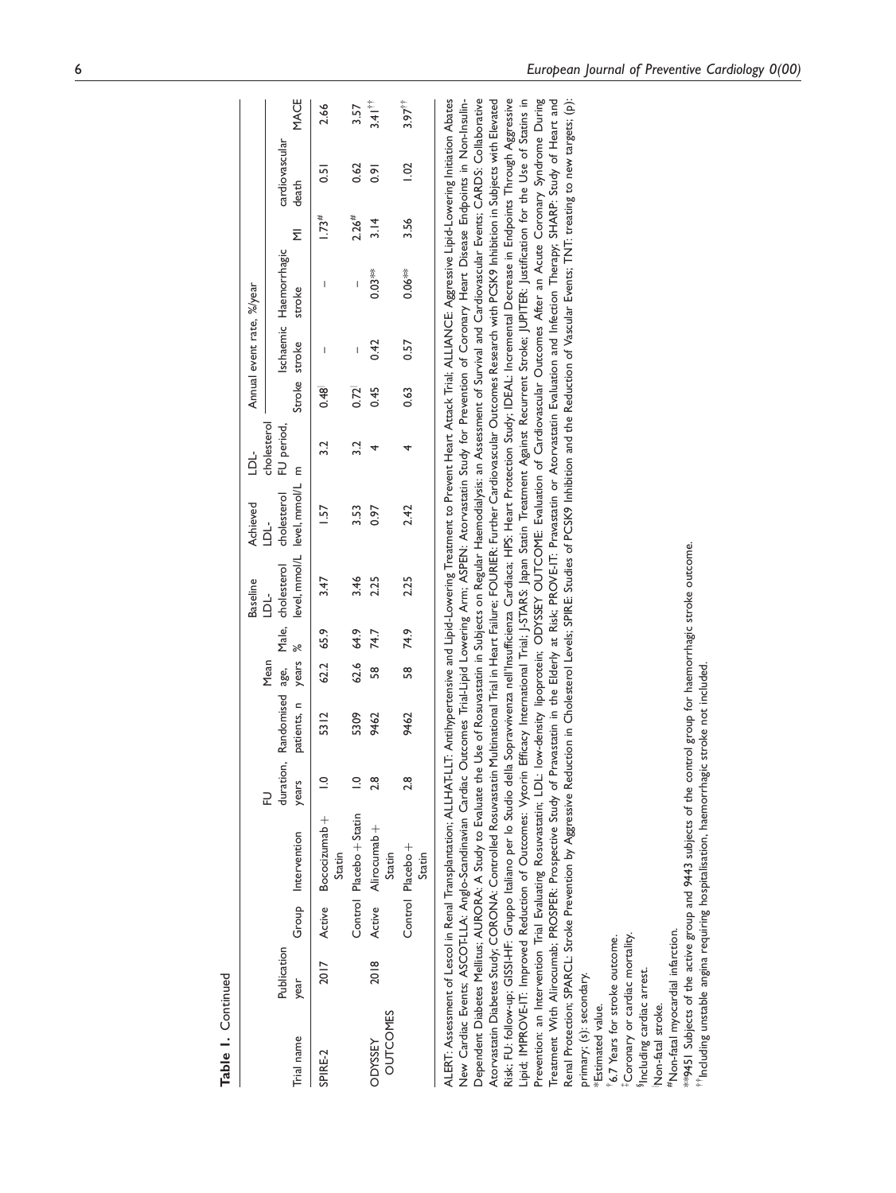**Table 1.** Continued

| Trial name | Publication year | Group | Intervention | FU duration, years | Randomised patients, n | Mean age, years | Male, % | Baseline LDL-cholesterol level, mmol/L | Achieved LDL-cholesterol level, mmol/L | LDL-cholesterol FU period, m | Annual event rate, %/year | | | | | |
|---|---|---|---|---|---|---|---|---|---|---|---|---|---|---|---|---|
| | | | | | | | | | | | Stroke | Ischaemic stroke | Haemorrhagic stroke | MI | cardiovascular death | MACE |
| SPIRE-2 | 2017 | Active | Bococizumab + Statin | 1.0 | 5312 | 62.2 | 65.9 | 3.47 | 1.57 | 3.2 | 0.48‖ | – | – | 1.73# | 0.51 | 2.66 |
| | | Control | Placebo + Statin | 1.0 | 5309 | 62.6 | 64.9 | 3.46 | 3.53 | 3.2 | 0.72‖ | – | – | 2.26# | 0.62 | 3.57 |
| ODYSSEY OUTCOMES | 2018 | Active | Alirocumab + Statin | 2.8 | 9462 | 58 | 74.7 | 2.25 | 0.97 | 4 | 0.45 | 0.42 | 0.03** | 3.14 | 0.91 | 3.41†† |
| | | Control | Placebo + Statin | 2.8 | 9462 | 58 | 74.9 | 2.25 | 2.42 | 4 | 0.63 | 0.57 | 0.06** | 3.56 | 1.02 | 3.97†† |

ALERT: Assessment of Lescol in Renal Transplantation; ALLHAT-LLT: Antihypertensive and Lipid-Lowering Treatment to Prevent Heart Attack Trial; ALLIANCE: Aggressive Lipid-Lowering Initiation Abates New Cardiac Events; ASCOT-LLA: Anglo-Scandinavian Cardiac Outcomes Trial-Lipid Lowering Arm; ASPEN: Atorvastatin Study for Prevention of Coronary Heart Disease Endpoints in Non-Insulin-Dependent Diabetes Mellitus; AURORA: A Study to Evaluate the Use of Rosuvastatin in Subjects on Regular Haemodialysis: an Assessment of Survival and Cardiovascular Events; CARDS: Collaborative Atorvastatin Diabetes Study; CORONA: Controlled Rosuvastatin Multinational Trial in Heart Failure; FOURIER: Further Cardiovascular Outcomes Research with PCSK9 Inhibition in Subjects with Elevated Risk; FU: follow-up; GISSI-HF: Gruppo Italiano per lo Studio della Sopravvivenza nell'Insufficienza Cardiaca; HPS: Heart Protection Study; IDEAL: Incremental Decrease in Endpoints Through Aggressive Lipid; IMPROVE-IT: Improved Reduction of Outcomes: Vytorin Efficacy International Trial; J-STARS: Japan Statin Treatment Against Recurrent Stroke; JUPITER: Justification for the Use of Statins in Prevention: an Intervention Trial Evaluating Rosuvastatin; LDL: low-density lipoprotein; ODYSSEY OUTCOME: Evaluation of Cardiovascular Outcomes After an Acute Coronary Syndrome During Treatment With Alirocumab; PROSPER: Prospective Study of Pravastatin in the Elderly at Risk; PROVE-IT: Pravastatin or Atorvastatin Evaluation and Infection Therapy; SHARP: Study of Heart and Renal Protection; SPARCL: Stroke Prevention by Aggressive Reduction in Cholesterol Levels; SPIRE: Studies of PCSK9 Inhibition and the Reduction of Vascular Events; TNT: treating to new targets; (p): primary; (s): secondary.

*Estimated value.
†6.7 Years for stroke outcome.
‡Coronary or cardiac mortality.
§Including cardiac arrest.
‖Non-fatal stroke.
#Non-fatal myocardial infarction.
**9451 Subjects of the active group and 9443 subjects of the control group for haemorrhagic stroke outcome.
††Including unstable angina requiring hospitalisation, haemorrhagic stroke not included.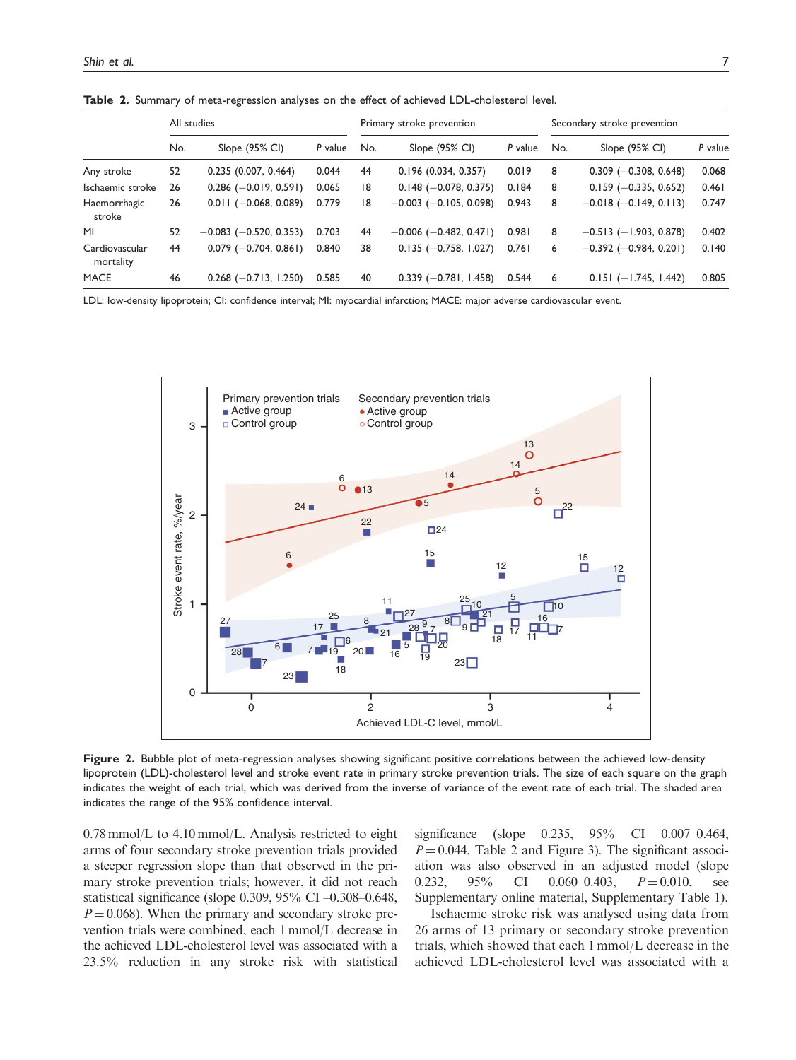**Table 2.** Summary of meta-regression analyses on the effect of achieved LDL-cholesterol level.

| | All studies | | | Primary stroke prevention | | | Secondary stroke prevention | | |
|---|---|---|---|---|---|---|---|---|---|
| | No. | Slope (95% CI) | *P* value | No. | Slope (95% CI) | *P* value | No. | Slope (95% CI) | *P* value |
| Any stroke | 52 | 0.235 (0.007, 0.464) | 0.044 | 44 | 0.196 (0.034, 0.357) | 0.019 | 8 | 0.309 (−0.308, 0.648) | 0.068 |
| Ischaemic stroke | 26 | 0.286 (−0.019, 0.591) | 0.065 | 18 | 0.148 (−0.078, 0.375) | 0.184 | 8 | 0.159 (−0.335, 0.652) | 0.461 |
| Haemorrhagic stroke | 26 | 0.011 (−0.068, 0.089) | 0.779 | 18 | −0.003 (−0.105, 0.098) | 0.943 | 8 | −0.018 (−0.149, 0.113) | 0.747 |
| MI | 52 | −0.083 (−0.520, 0.353) | 0.703 | 44 | −0.006 (−0.482, 0.471) | 0.981 | 8 | −0.513 (−1.903, 0.878) | 0.402 |
| Cardiovascular mortality | 44 | 0.079 (−0.704, 0.861) | 0.840 | 38 | 0.135 (−0.758, 1.027) | 0.761 | 6 | −0.392 (−0.984, 0.201) | 0.140 |
| MACE | 46 | 0.268 (−0.713, 1.250) | 0.585 | 40 | 0.339 (−0.781, 1.458) | 0.544 | 6 | 0.151 (−1.745, 1.442) | 0.805 |

LDL: low-density lipoprotein; CI: confidence interval; MI: myocardial infarction; MACE: major adverse cardiovascular event.

**Figure 2.** Bubble plot of meta-regression analyses showing significant positive correlations between the achieved low-density lipoprotein (LDL)-cholesterol level and stroke event rate in primary stroke prevention trials. The size of each square on the graph indicates the weight of each trial, which was derived from the inverse of variance of the event rate of each trial. The shaded area indicates the range of the 95% confidence interval.

0.78 mmol/L to 4.10 mmol/L. Analysis restricted to eight arms of four secondary stroke prevention trials provided a steeper regression slope than that observed in the primary stroke prevention trials; however, it did not reach statistical significance (slope 0.309, 95% CI –0.308–0.648, $P = 0.068$). When the primary and secondary stroke prevention trials were combined, each 1 mmol/L decrease in the achieved LDL-cholesterol level was associated with a 23.5% reduction in any stroke risk with statistical significance (slope 0.235, 95% CI 0.007–0.464, $P = 0.044$, Table 2 and Figure 3). The significant association was also observed in an adjusted model (slope 0.232, 95% CI 0.060–0.403, $P = 0.010$, see Supplementary online material, Supplementary Table 1).

Ischaemic stroke risk was analysed using data from 26 arms of 13 primary or secondary stroke prevention trials, which showed that each 1 mmol/L decrease in the achieved LDL-cholesterol level was associated with a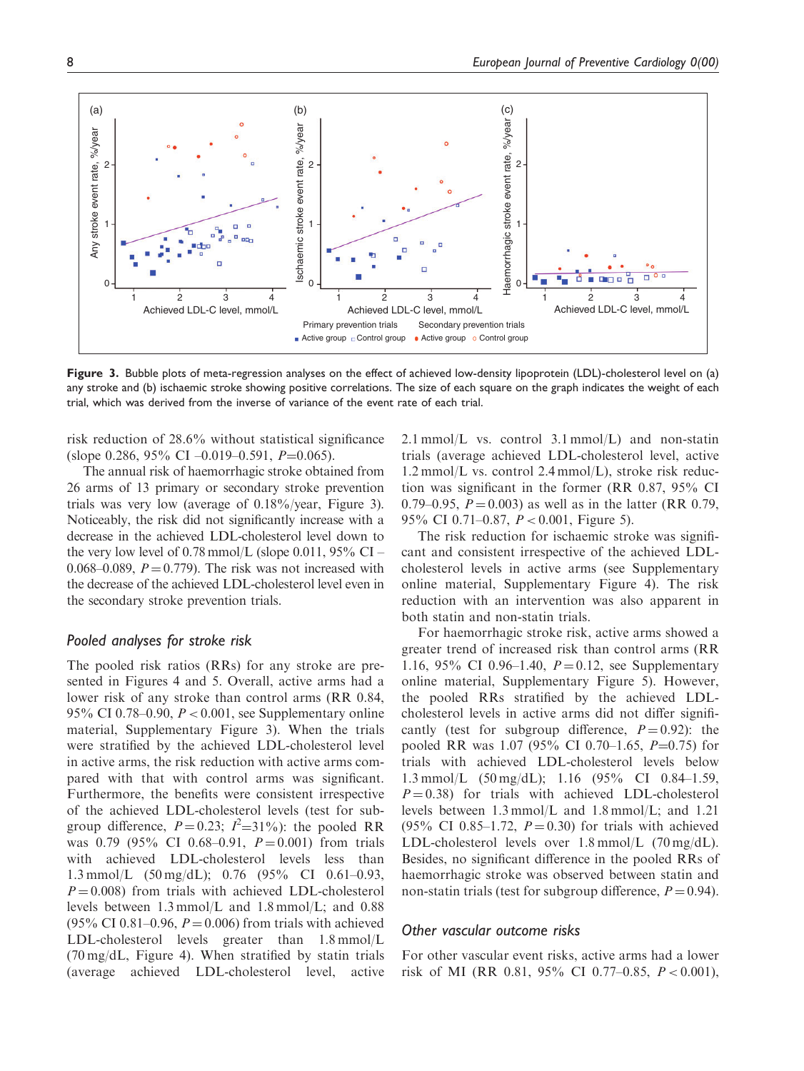**Figure 3.** Bubble plots of meta-regression analyses on the effect of achieved low-density lipoprotein (LDL)-cholesterol level on (a) any stroke and (b) ischaemic stroke showing positive correlations. The size of each square on the graph indicates the weight of each trial, which was derived from the inverse of variance of the event rate of each trial.

risk reduction of 28.6% without statistical significance (slope 0.286, 95% CI –0.019–0.591, $P$=0.065).

The annual risk of haemorrhagic stroke obtained from 26 arms of 13 primary or secondary stroke prevention trials was very low (average of 0.18%/year, Figure 3). Noticeably, the risk did not significantly increase with a decrease in the achieved LDL-cholesterol level down to the very low level of 0.78 mmol/L (slope 0.011, 95% CI – 0.068–0.089, $P = 0.779$). The risk was not increased with the decrease of the achieved LDL-cholesterol level even in the secondary stroke prevention trials.

## Pooled analyses for stroke risk

The pooled risk ratios (RRs) for any stroke are presented in Figures 4 and 5. Overall, active arms had a lower risk of any stroke than control arms (RR 0.84, 95% CI 0.78–0.90, $P < 0.001$, see Supplementary online material, Supplementary Figure 3). When the trials were stratified by the achieved LDL-cholesterol level in active arms, the risk reduction with active arms compared with that with control arms was significant. Furthermore, the benefits were consistent irrespective of the achieved LDL-cholesterol levels (test for subgroup difference, $P = 0.23$; $I^2$=31%): the pooled RR was 0.79 (95% CI 0.68–0.91, $P = 0.001$) from trials with achieved LDL-cholesterol levels less than 1.3 mmol/L (50 mg/dL); 0.76 (95% CI 0.61–0.93, $P = 0.008$) from trials with achieved LDL-cholesterol levels between 1.3 mmol/L and 1.8 mmol/L; and 0.88 (95% CI 0.81–0.96, $P = 0.006$) from trials with achieved LDL-cholesterol levels greater than 1.8 mmol/L (70 mg/dL, Figure 4). When stratified by statin trials (average achieved LDL-cholesterol level, active 2.1 mmol/L vs. control 3.1 mmol/L) and non-statin trials (average achieved LDL-cholesterol level, active 1.2 mmol/L vs. control 2.4 mmol/L), stroke risk reduction was significant in the former (RR 0.87, 95% CI 0.79–0.95, $P = 0.003$) as well as in the latter (RR 0.79, 95% CI 0.71–0.87, $P < 0.001$, Figure 5).

The risk reduction for ischaemic stroke was significant and consistent irrespective of the achieved LDL-cholesterol levels in active arms (see Supplementary online material, Supplementary Figure 4). The risk reduction with an intervention was also apparent in both statin and non-statin trials.

For haemorrhagic stroke risk, active arms showed a greater trend of increased risk than control arms (RR 1.16, 95% CI 0.96–1.40, $P = 0.12$, see Supplementary online material, Supplementary Figure 5). However, the pooled RRs stratified by the achieved LDL-cholesterol levels in active arms did not differ significantly (test for subgroup difference, $P = 0.92$): the pooled RR was 1.07 (95% CI 0.70–1.65, $P$=0.75) for trials with achieved LDL-cholesterol levels below 1.3 mmol/L (50 mg/dL); 1.16 (95% CI 0.84–1.59, $P = 0.38$) for trials with achieved LDL-cholesterol levels between 1.3 mmol/L and 1.8 mmol/L; and 1.21 (95% CI 0.85–1.72, $P = 0.30$) for trials with achieved LDL-cholesterol levels over 1.8 mmol/L (70 mg/dL). Besides, no significant difference in the pooled RRs of haemorrhagic stroke was observed between statin and non-statin trials (test for subgroup difference, $P = 0.94$).

## Other vascular outcome risks

For other vascular event risks, active arms had a lower risk of MI (RR 0.81, 95% CI 0.77–0.85, $P < 0.001$),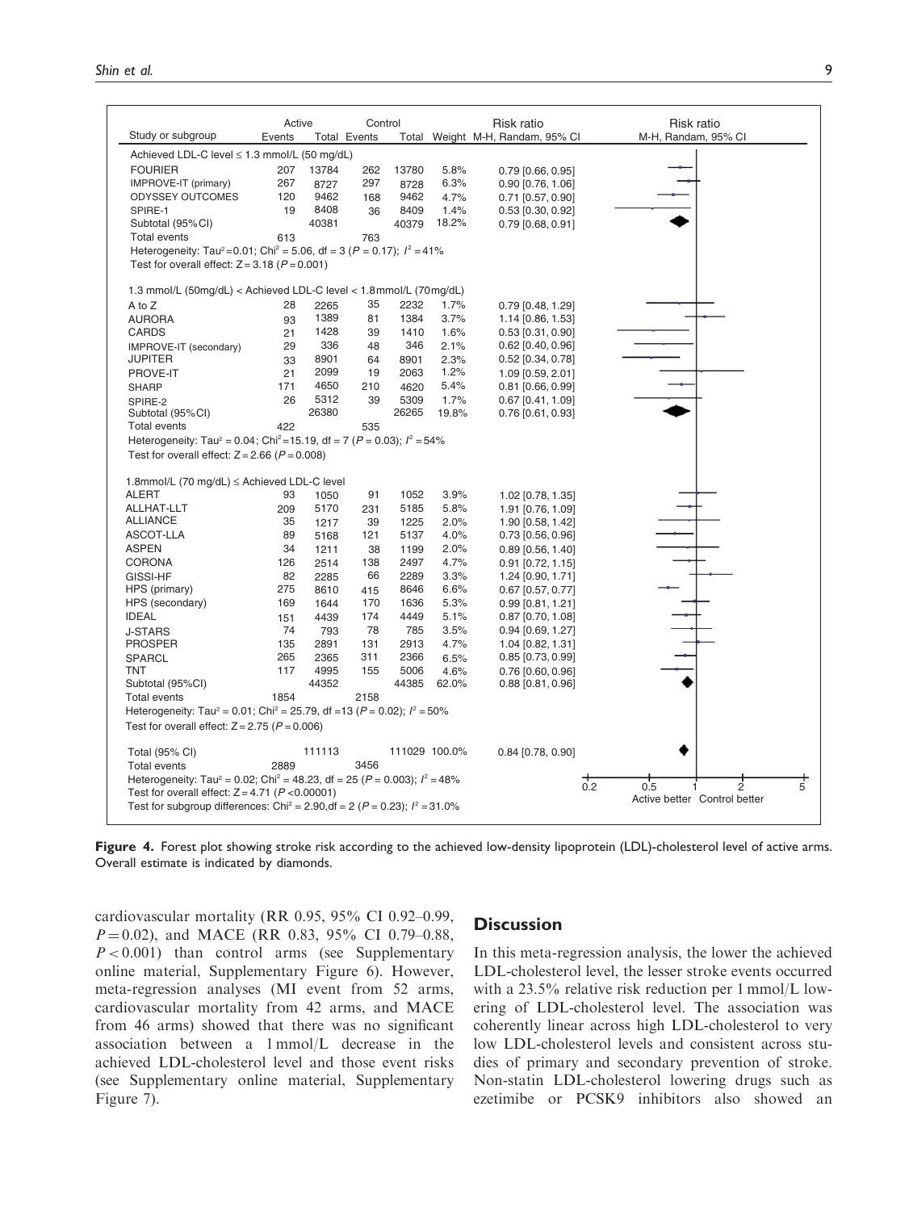| Study or subgroup | Active Events | Active Total | Control Events | Control Total | Weight | Risk ratio M-H, Random, 95% CI |
|---|---|---|---|---|---|---|
| **Achieved LDL-C level ≤ 1.3 mmol/L (50 mg/dL)** | | | | | | |
| FOURIER | 207 | 13784 | 262 | 13780 | 5.8% | 0.79 [0.66, 0.95] |
| IMPROVE-IT (primary) | 267 | 8727 | 297 | 8728 | 6.3% | 0.90 [0.76, 1.06] |
| ODYSSEY OUTCOMES | 120 | 9462 | 168 | 9462 | 4.7% | 0.71 [0.57, 0.90] |
| SPIRE-1 | 19 | 8408 | 36 | 8409 | 1.4% | 0.53 [0.30, 0.92] |
| Subtotal (95%CI) | | 40381 | | 40379 | 18.2% | 0.79 [0.68, 0.91] |
| Total events | 613 | | 763 | | | |
| Heterogeneity: $Tau^2 = 0.01$; $Chi^2 = 5.06$, df = 3 ($P = 0.17$); $I^2 = 41\%$ | | | | | | |
| Test for overall effect: $Z = 3.18$ ($P = 0.001$) | | | | | | |
| **1.3 mmol/L (50mg/dL) < Achieved LDL-C level < 1.8 mmol/L (70 mg/dL)** | | | | | | |
| A to Z | 28 | 2265 | 35 | 2232 | 1.7% | 0.79 [0.48, 1.29] |
| AURORA | 93 | 1389 | 81 | 1384 | 3.7% | 1.14 [0.86, 1.53] |
| CARDS | 21 | 1428 | 39 | 1410 | 1.6% | 0.53 [0.31, 0.90] |
| IMPROVE-IT (secondary) | 29 | 336 | 48 | 346 | 2.1% | 0.62 [0.40, 0.96] |
| JUPITER | 33 | 8901 | 64 | 8901 | 2.3% | 0.52 [0.34, 0.78] |
| PROVE-IT | 21 | 2099 | 19 | 2063 | 1.2% | 1.09 [0.59, 2.01] |
| SHARP | 171 | 4650 | 210 | 4620 | 5.4% | 0.81 [0.66, 0.99] |
| SPIRE-2 | 26 | 5312 | 39 | 5309 | 1.7% | 0.67 [0.41, 1.09] |
| Subtotal (95%CI) | | 26380 | | 26265 | 19.8% | 0.76 [0.61, 0.93] |
| Total events | 422 | | 535 | | | |
| Heterogeneity: $Tau^2 = 0.04$; $Chi^2 = 15.19$, df = 7 ($P = 0.03$); $I^2 = 54\%$ | | | | | | |
| Test for overall effect: $Z = 2.66$ ($P = 0.008$) | | | | | | |
| **1.8mmol/L (70 mg/dL) ≤ Achieved LDL-C level** | | | | | | |
| ALERT | 93 | 1050 | 91 | 1052 | 3.9% | 1.02 [0.78, 1.35] |
| ALLHAT-LLT | 209 | 5170 | 231 | 5185 | 5.8% | 1.91 [0.76, 1.09] |
| ALLIANCE | 35 | 1217 | 39 | 1225 | 2.0% | 1.90 [0.58, 1.42] |
| ASCOT-LLA | 89 | 5168 | 121 | 5137 | 4.0% | 0.73 [0.56, 0.96] |
| ASPEN | 34 | 1211 | 38 | 1199 | 2.0% | 0.89 [0.56, 1.40] |
| CORONA | 126 | 2514 | 138 | 2497 | 4.7% | 0.91 [0.72, 1.15] |
| GISSI-HF | 82 | 2285 | 66 | 2289 | 3.3% | 1.24 [0.90, 1.71] |
| HPS (primary) | 275 | 8610 | 415 | 8646 | 6.6% | 0.67 [0.57, 0.77] |
| HPS (secondary) | 169 | 1644 | 170 | 1636 | 5.3% | 0.99 [0.81, 1.21] |
| IDEAL | 151 | 4439 | 174 | 4449 | 5.1% | 0.87 [0.70, 1.08] |
| J-STARS | 74 | 793 | 78 | 785 | 3.5% | 0.94 [0.69, 1.27] |
| PROSPER | 135 | 2891 | 131 | 2913 | 4.7% | 1.04 [0.82, 1.31] |
| SPARCL | 265 | 2365 | 311 | 2366 | 6.5% | 0.85 [0.73, 0.99] |
| TNT | 117 | 4995 | 155 | 5006 | 4.6% | 0.76 [0.60, 0.96] |
| Subtotal (95%CI) | | 44352 | | 44385 | 62.0% | 0.88 [0.81, 0.96] |
| Total events | 1854 | | 2158 | | | |
| Heterogeneity: $Tau^2 = 0.01$; $Chi^2 = 25.79$, df = 13 ($P = 0.02$); $I^2 = 50\%$ | | | | | | |
| Test for overall effect: $Z = 2.75$ ($P = 0.006$) | | | | | | |
| **Total (95% CI)** | | 111113 | | 111029 | 100.0% | 0.84 [0.78, 0.90] |
| Total events | 2889 | | 3456 | | | |
| Heterogeneity: $Tau^2 = 0.02$; $Chi^2 = 48.23$, df = 25 ($P = 0.003$); $I^2 = 48\%$ | | | | | | |
| Test for overall effect: $Z = 4.71$ ($P < 0.00001$) | | | | | | |
| Test for subgroup differences: $Chi^2 = 2.90$, df = 2 ($P = 0.23$); $I^2 = 31.0\%$ | | | | | | |

Risk ratio M-H, Random, 95% CI: 0.2, 0.5, 1, 2, 5 — Active better / Control better

**Figure 4.** Forest plot showing stroke risk according to the achieved low-density lipoprotein (LDL)-cholesterol level of active arms. Overall estimate is indicated by diamonds.

cardiovascular mortality (RR 0.95, 95% CI 0.92–0.99, $P = 0.02$), and MACE (RR 0.83, 95% CI 0.79–0.88, $P < 0.001$) than control arms (see Supplementary online material, Supplementary Figure 6). However, meta-regression analyses (MI event from 52 arms, cardiovascular mortality from 42 arms, and MACE from 46 arms) showed that there was no significant association between a 1 mmol/L decrease in the achieved LDL-cholesterol level and those event risks (see Supplementary online material, Supplementary Figure 7).

## Discussion

In this meta-regression analysis, the lower the achieved LDL-cholesterol level, the lesser stroke events occurred with a 23.5% relative risk reduction per 1 mmol/L lowering of LDL-cholesterol level. The association was coherently linear across high LDL-cholesterol to very low LDL-cholesterol levels and consistent across studies of primary and secondary prevention of stroke. Non-statin LDL-cholesterol lowering drugs such as ezetimibe or PCSK9 inhibitors also showed an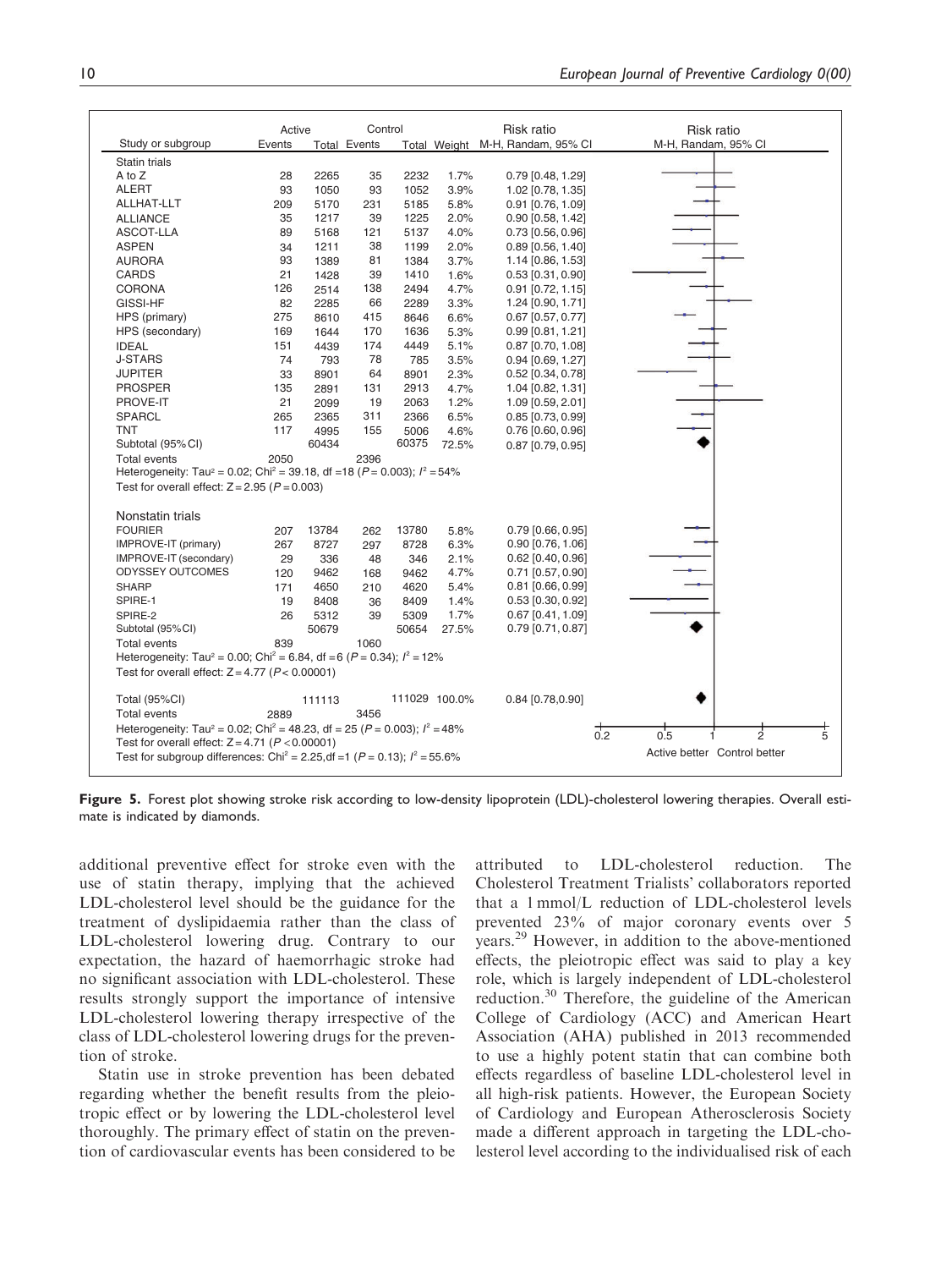| Study or subgroup | Active Events | Active Total | Control Events | Control Total | Weight | Risk ratio M-H, Randam, 95% CI |
|---|---|---|---|---|---|---|
| **Statin trials** | | | | | | |
| A to Z | 28 | 2265 | 35 | 2232 | 1.7% | 0.79 [0.48, 1.29] |
| ALERT | 93 | 1050 | 93 | 1052 | 3.9% | 1.02 [0.78, 1.35] |
| ALLHAT-LLT | 209 | 5170 | 231 | 5185 | 5.8% | 0.91 [0.76, 1.09] |
| ALLIANCE | 35 | 1217 | 39 | 1225 | 2.0% | 0.90 [0.58, 1.42] |
| ASCOT-LLA | 89 | 5168 | 121 | 5137 | 4.0% | 0.73 [0.56, 0.96] |
| ASPEN | 34 | 1211 | 38 | 1199 | 2.0% | 0.89 [0.56, 1.40] |
| AURORA | 93 | 1389 | 81 | 1384 | 3.7% | 1.14 [0.86, 1.53] |
| CARDS | 21 | 1428 | 39 | 1410 | 1.6% | 0.53 [0.31, 0.90] |
| CORONA | 126 | 2514 | 138 | 2494 | 4.7% | 0.91 [0.72, 1.15] |
| GISSI-HF | 82 | 2285 | 66 | 2289 | 3.3% | 1.24 [0.90, 1.71] |
| HPS (primary) | 275 | 8610 | 415 | 8646 | 6.6% | 0.67 [0.57, 0.77] |
| HPS (secondary) | 169 | 1644 | 170 | 1636 | 5.3% | 0.99 [0.81, 1.21] |
| IDEAL | 151 | 4439 | 174 | 4449 | 5.1% | 0.87 [0.70, 1.08] |
| J-STARS | 74 | 793 | 78 | 785 | 3.5% | 0.94 [0.69, 1.27] |
| JUPITER | 33 | 8901 | 64 | 8901 | 2.3% | 0.52 [0.34, 0.78] |
| PROSPER | 135 | 2891 | 131 | 2913 | 4.7% | 1.04 [0.82, 1.31] |
| PROVE-IT | 21 | 2099 | 19 | 2063 | 1.2% | 1.09 [0.59, 2.01] |
| SPARCL | 265 | 2365 | 311 | 2366 | 6.5% | 0.85 [0.73, 0.99] |
| TNT | 117 | 4995 | 155 | 5006 | 4.6% | 0.76 [0.60, 0.96] |
| Subtotal (95% CI) | | 60434 | | 60375 | 72.5% | 0.87 [0.79, 0.95] |
| Total events | 2050 | | 2396 | | | |
| Heterogeneity: $Tau^2 = 0.02$; $Chi^2 = 39.18$, df = 18 ($P = 0.003$); $I^2 = 54\%$ | | | | | | |
| Test for overall effect: $Z = 2.95$ ($P = 0.003$) | | | | | | |
| **Nonstatin trials** | | | | | | |
| FOURIER | 207 | 13784 | 262 | 13780 | 5.8% | 0.79 [0.66, 0.95] |
| IMPROVE-IT (primary) | 267 | 8727 | 297 | 8728 | 6.3% | 0.90 [0.76, 1.06] |
| IMPROVE-IT (secondary) | 29 | 336 | 48 | 346 | 2.1% | 0.62 [0.40, 0.96] |
| ODYSSEY OUTCOMES | 120 | 9462 | 168 | 9462 | 4.7% | 0.71 [0.57, 0.90] |
| SHARP | 171 | 4650 | 210 | 4620 | 5.4% | 0.81 [0.66, 0.99] |
| SPIRE-1 | 19 | 8408 | 36 | 8409 | 1.4% | 0.53 [0.30, 0.92] |
| SPIRE-2 | 26 | 5312 | 39 | 5309 | 1.7% | 0.67 [0.41, 1.09] |
| Subtotal (95% CI) | | 50679 | | 50654 | 27.5% | 0.79 [0.71, 0.87] |
| Total events | 839 | | 1060 | | | |
| Heterogeneity: $Tau^2 = 0.00$; $Chi^2 = 6.84$, df = 6 ($P = 0.34$); $I^2 = 12\%$ | | | | | | |
| Test for overall effect: $Z = 4.77$ ($P < 0.00001$) | | | | | | |
| **Total (95% CI)** | | 111113 | | 111029 | 100.0% | 0.84 [0.78, 0.90] |
| Total events | 2889 | | 3456 | | | |
| Heterogeneity: $Tau^2 = 0.02$; $Chi^2 = 48.23$, df = 25 ($P = 0.003$); $I^2 = 48\%$ | | | | | | |
| Test for overall effect: $Z = 4.71$ ($P < 0.00001$) | | | | | | |
| Test for subgroup differences: $Chi^2 = 2.25$, df = 1 ($P = 0.13$); $I^2 = 55.6\%$ | | | | | | |

Risk ratio M-H, Randam, 95% CI: 0.2, 0.5, 1, 2, 5 — Active better / Control better

**Figure 5.** Forest plot showing stroke risk according to low-density lipoprotein (LDL)-cholesterol lowering therapies. Overall estimate is indicated by diamonds.

additional preventive effect for stroke even with the use of statin therapy, implying that the achieved LDL-cholesterol level should be the guidance for the treatment of dyslipidaemia rather than the class of LDL-cholesterol lowering drug. Contrary to our expectation, the hazard of haemorrhagic stroke had no significant association with LDL-cholesterol. These results strongly support the importance of intensive LDL-cholesterol lowering therapy irrespective of the class of LDL-cholesterol lowering drugs for the prevention of stroke.

Statin use in stroke prevention has been debated regarding whether the benefit results from the pleiotropic effect or by lowering the LDL-cholesterol level thoroughly. The primary effect of statin on the prevention of cardiovascular events has been considered to be attributed to LDL-cholesterol reduction. The Cholesterol Treatment Trialists' collaborators reported that a 1 mmol/L reduction of LDL-cholesterol levels prevented 23% of major coronary events over 5 years.[29] However, in addition to the above-mentioned effects, the pleiotropic effect was said to play a key role, which is largely independent of LDL-cholesterol reduction.[30] Therefore, the guideline of the American College of Cardiology (ACC) and American Heart Association (AHA) published in 2013 recommended to use a highly potent statin that can combine both effects regardless of baseline LDL-cholesterol level in all high-risk patients. However, the European Society of Cardiology and European Atherosclerosis Society made a different approach in targeting the LDL-cholesterol level according to the individualised risk of each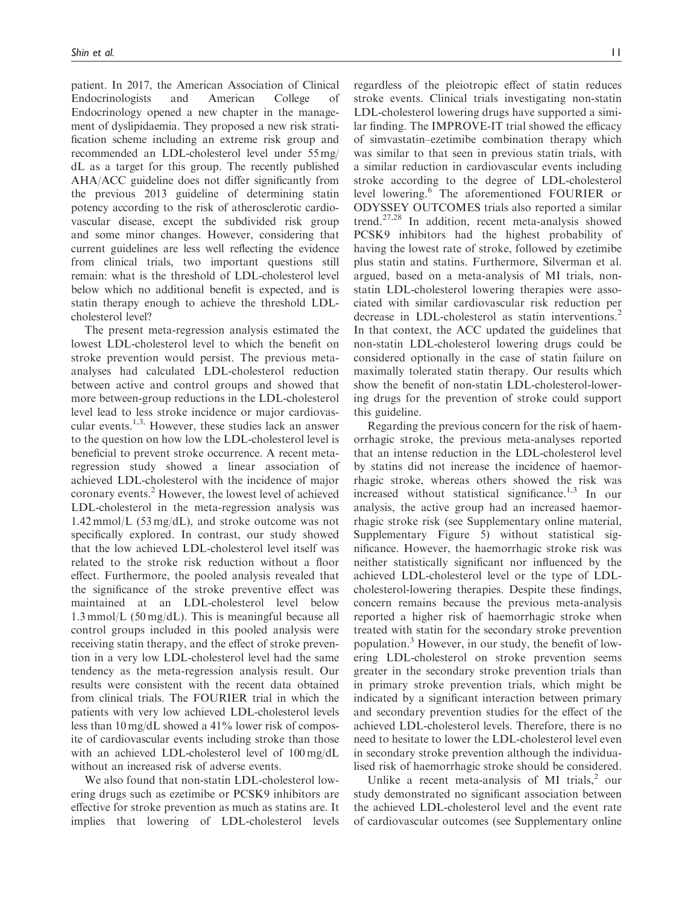patient. In 2017, the American Association of Clinical Endocrinologists and American College of Endocrinology opened a new chapter in the management of dyslipidaemia. They proposed a new risk stratification scheme including an extreme risk group and recommended an LDL-cholesterol level under 55 mg/dL as a target for this group. The recently published AHA/ACC guideline does not differ significantly from the previous 2013 guideline of determining statin potency according to the risk of atherosclerotic cardiovascular disease, except the subdivided risk group and some minor changes. However, considering that current guidelines are less well reflecting the evidence from clinical trials, two important questions still remain: what is the threshold of LDL-cholesterol level below which no additional benefit is expected, and is statin therapy enough to achieve the threshold LDL-cholesterol level?

The present meta-regression analysis estimated the lowest LDL-cholesterol level to which the benefit on stroke prevention would persist. The previous meta-analyses had calculated LDL-cholesterol reduction between active and control groups and showed that more between-group reductions in the LDL-cholesterol level lead to less stroke incidence or major cardiovascular events.[1,3] However, these studies lack an answer to the question on how low the LDL-cholesterol level is beneficial to prevent stroke occurrence. A recent meta-regression study showed a linear association of achieved LDL-cholesterol with the incidence of major coronary events.[2] However, the lowest level of achieved LDL-cholesterol in the meta-regression analysis was 1.42 mmol/L (53 mg/dL), and stroke outcome was not specifically explored. In contrast, our study showed that the low achieved LDL-cholesterol level itself was related to the stroke risk reduction without a floor effect. Furthermore, the pooled analysis revealed that the significance of the stroke preventive effect was maintained at an LDL-cholesterol level below 1.3 mmol/L (50 mg/dL). This is meaningful because all control groups included in this pooled analysis were receiving statin therapy, and the effect of stroke prevention in a very low LDL-cholesterol level had the same tendency as the meta-regression analysis result. Our results were consistent with the recent data obtained from clinical trials. The FOURIER trial in which the patients with very low achieved LDL-cholesterol levels less than 10 mg/dL showed a 41% lower risk of composite of cardiovascular events including stroke than those with an achieved LDL-cholesterol level of 100 mg/dL without an increased risk of adverse events.

We also found that non-statin LDL-cholesterol lowering drugs such as ezetimibe or PCSK9 inhibitors are effective for stroke prevention as much as statins are. It implies that lowering of LDL-cholesterol levels regardless of the pleiotropic effect of statin reduces stroke events. Clinical trials investigating non-statin LDL-cholesterol lowering drugs have supported a similar finding. The IMPROVE-IT trial showed the efficacy of simvastatin–ezetimibe combination therapy which was similar to that seen in previous statin trials, with a similar reduction in cardiovascular events including stroke according to the degree of LDL-cholesterol level lowering.[6] The aforementioned FOURIER or ODYSSEY OUTCOMES trials also reported a similar trend.[27,28] In addition, recent meta-analysis showed PCSK9 inhibitors had the highest probability of having the lowest rate of stroke, followed by ezetimibe plus statin and statins. Furthermore, Silverman et al. argued, based on a meta-analysis of MI trials, non-statin LDL-cholesterol lowering therapies were associated with similar cardiovascular risk reduction per decrease in LDL-cholesterol as statin interventions.[2] In that context, the ACC updated the guidelines that non-statin LDL-cholesterol lowering drugs could be considered optionally in the case of statin failure on maximally tolerated statin therapy. Our results which show the benefit of non-statin LDL-cholesterol-lowering drugs for the prevention of stroke could support this guideline.

Regarding the previous concern for the risk of haemorrhagic stroke, the previous meta-analyses reported that an intense reduction in the LDL-cholesterol level by statins did not increase the incidence of haemorrhagic stroke, whereas others showed the risk was increased without statistical significance.[1,3] In our analysis, the active group had an increased haemorrhagic stroke risk (see Supplementary online material, Supplementary Figure 5) without statistical significance. However, the haemorrhagic stroke risk was neither statistically significant nor influenced by the achieved LDL-cholesterol level or the type of LDL-cholesterol-lowering therapies. Despite these findings, concern remains because the previous meta-analysis reported a higher risk of haemorrhagic stroke when treated with statin for the secondary stroke prevention population.[3] However, in our study, the benefit of lowering LDL-cholesterol on stroke prevention seems greater in the secondary stroke prevention trials than in primary stroke prevention trials, which might be indicated by a significant interaction between primary and secondary prevention studies for the effect of the achieved LDL-cholesterol levels. Therefore, there is no need to hesitate to lower the LDL-cholesterol level even in secondary stroke prevention although the individualised risk of haemorrhagic stroke should be considered.

Unlike a recent meta-analysis of MI trials,[2] our study demonstrated no significant association between the achieved LDL-cholesterol level and the event rate of cardiovascular outcomes (see Supplementary online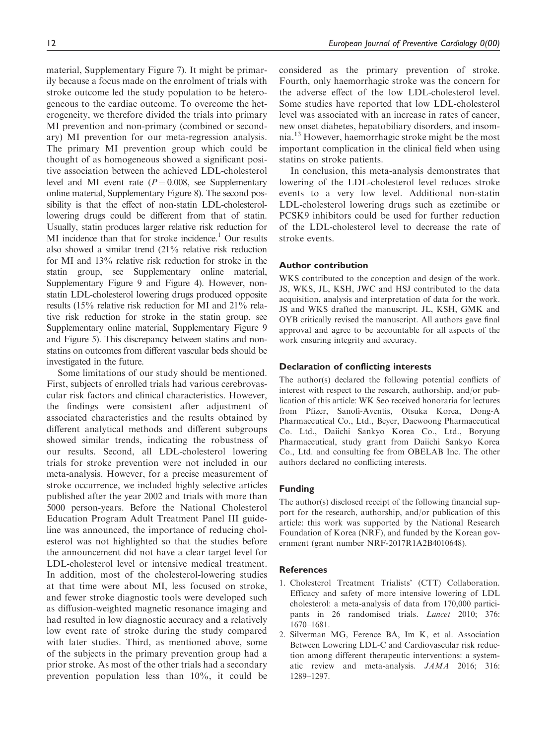material, Supplementary Figure 7). It might be primarily because a focus made on the enrolment of trials with stroke outcome led the study population to be heterogeneous to the cardiac outcome. To overcome the heterogeneity, we therefore divided the trials into primary MI prevention and non-primary (combined or secondary) MI prevention for our meta-regression analysis. The primary MI prevention group which could be thought of as homogeneous showed a significant positive association between the achieved LDL-cholesterol level and MI event rate ($P = 0.008$, see Supplementary online material, Supplementary Figure 8). The second possibility is that the effect of non-statin LDL-cholesterol-lowering drugs could be different from that of statin. Usually, statin produces larger relative risk reduction for MI incidence than that for stroke incidence.[1] Our results also showed a similar trend (21% relative risk reduction for MI and 13% relative risk reduction for stroke in the statin group, see Supplementary online material, Supplementary Figure 9 and Figure 4). However, non-statin LDL-cholesterol lowering drugs produced opposite results (15% relative risk reduction for MI and 21% relative risk reduction for stroke in the statin group, see Supplementary online material, Supplementary Figure 9 and Figure 5). This discrepancy between statins and non-statins on outcomes from different vascular beds should be investigated in the future.

Some limitations of our study should be mentioned. First, subjects of enrolled trials had various cerebrovascular risk factors and clinical characteristics. However, the findings were consistent after adjustment of associated characteristics and the results obtained by different analytical methods and different subgroups showed similar trends, indicating the robustness of our results. Second, all LDL-cholesterol lowering trials for stroke prevention were not included in our meta-analysis. However, for a precise measurement of stroke occurrence, we included highly selective articles published after the year 2002 and trials with more than 5000 person-years. Before the National Cholesterol Education Program Adult Treatment Panel III guideline was announced, the importance of reducing cholesterol was not highlighted so that the studies before the announcement did not have a clear target level for LDL-cholesterol level or intensive medical treatment. In addition, most of the cholesterol-lowering studies at that time were about MI, less focused on stroke, and fewer stroke diagnostic tools were developed such as diffusion-weighted magnetic resonance imaging and had resulted in low diagnostic accuracy and a relatively low event rate of stroke during the study compared with later studies. Third, as mentioned above, some of the subjects in the primary prevention group had a prior stroke. As most of the other trials had a secondary prevention population less than 10%, it could be considered as the primary prevention of stroke. Fourth, only haemorrhagic stroke was the concern for the adverse effect of the low LDL-cholesterol level. Some studies have reported that low LDL-cholesterol level was associated with an increase in rates of cancer, new onset diabetes, hepatobiliary disorders, and insomnia.[13] However, haemorrhagic stroke might be the most important complication in the clinical field when using statins on stroke patients.

In conclusion, this meta-analysis demonstrates that lowering of the LDL-cholesterol level reduces stroke events to a very low level. Additional non-statin LDL-cholesterol lowering drugs such as ezetimibe or PCSK9 inhibitors could be used for further reduction of the LDL-cholesterol level to decrease the rate of stroke events.

### Author contribution

WKS contributed to the conception and design of the work. JS, WKS, JL, KSH, JWC and HSJ contributed to the data acquisition, analysis and interpretation of data for the work. JS and WKS drafted the manuscript. JL, KSH, GMK and OYB critically revised the manuscript. All authors gave final approval and agree to be accountable for all aspects of the work ensuring integrity and accuracy.

### Declaration of conflicting interests

The author(s) declared the following potential conflicts of interest with respect to the research, authorship, and/or publication of this article: WK Seo received honoraria for lectures from Pfizer, Sanofi-Aventis, Otsuka Korea, Dong-A Pharmaceutical Co., Ltd., Beyer, Daewoong Pharmaceutical Co. Ltd., Daiichi Sankyo Korea Co., Ltd., Boryung Pharmaceutical, study grant from Daiichi Sankyo Korea Co., Ltd. and consulting fee from OBELAB Inc. The other authors declared no conflicting interests.

### Funding

The author(s) disclosed receipt of the following financial support for the research, authorship, and/or publication of this article: this work was supported by the National Research Foundation of Korea (NRF), and funded by the Korean government (grant number NRF-2017R1A2B4010648).

### References

1. Cholesterol Treatment Trialists' (CTT) Collaboration. Efficacy and safety of more intensive lowering of LDL cholesterol: a meta-analysis of data from 170,000 participants in 26 randomised trials. *Lancet* 2010; 376: 1670–1681.
2. Silverman MG, Ference BA, Im K, et al. Association Between Lowering LDL-C and Cardiovascular risk reduction among different therapeutic interventions: a systematic review and meta-analysis. *JAMA* 2016; 316: 1289–1297.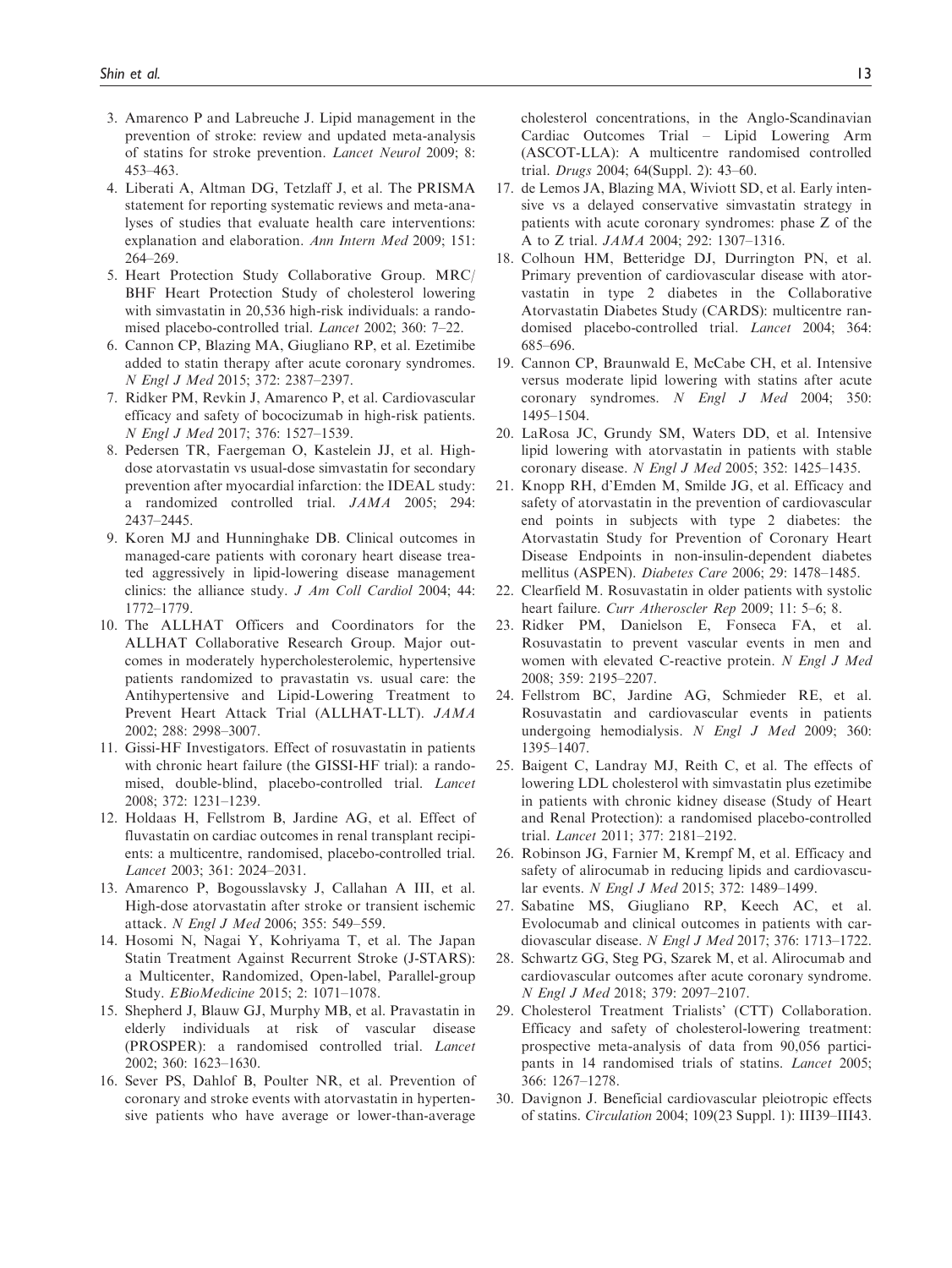3. Amarenco P and Labreuche J. Lipid management in the prevention of stroke: review and updated meta-analysis of statins for stroke prevention. *Lancet Neurol* 2009; 8: 453–463.
4. Liberati A, Altman DG, Tetzlaff J, et al. The PRISMA statement for reporting systematic reviews and meta-analyses of studies that evaluate health care interventions: explanation and elaboration. *Ann Intern Med* 2009; 151: 264–269.
5. Heart Protection Study Collaborative Group. MRC/BHF Heart Protection Study of cholesterol lowering with simvastatin in 20,536 high-risk individuals: a randomised placebo-controlled trial. *Lancet* 2002; 360: 7–22.
6. Cannon CP, Blazing MA, Giugliano RP, et al. Ezetimibe added to statin therapy after acute coronary syndromes. *N Engl J Med* 2015; 372: 2387–2397.
7. Ridker PM, Revkin J, Amarenco P, et al. Cardiovascular efficacy and safety of bococizumab in high-risk patients. *N Engl J Med* 2017; 376: 1527–1539.
8. Pedersen TR, Faergeman O, Kastelein JJ, et al. High-dose atorvastatin vs usual-dose simvastatin for secondary prevention after myocardial infarction: the IDEAL study: a randomized controlled trial. *JAMA* 2005; 294: 2437–2445.
9. Koren MJ and Hunninghake DB. Clinical outcomes in managed-care patients with coronary heart disease treated aggressively in lipid-lowering disease management clinics: the alliance study. *J Am Coll Cardiol* 2004; 44: 1772–1779.
10. The ALLHAT Officers and Coordinators for the ALLHAT Collaborative Research Group. Major outcomes in moderately hypercholesterolemic, hypertensive patients randomized to pravastatin vs. usual care: the Antihypertensive and Lipid-Lowering Treatment to Prevent Heart Attack Trial (ALLHAT-LLT). *JAMA* 2002; 288: 2998–3007.
11. Gissi-HF Investigators. Effect of rosuvastatin in patients with chronic heart failure (the GISSI-HF trial): a randomised, double-blind, placebo-controlled trial. *Lancet* 2008; 372: 1231–1239.
12. Holdaas H, Fellstrom B, Jardine AG, et al. Effect of fluvastatin on cardiac outcomes in renal transplant recipients: a multicentre, randomised, placebo-controlled trial. *Lancet* 2003; 361: 2024–2031.
13. Amarenco P, Bogousslavsky J, Callahan A III, et al. High-dose atorvastatin after stroke or transient ischemic attack. *N Engl J Med* 2006; 355: 549–559.
14. Hosomi N, Nagai Y, Kohriyama T, et al. The Japan Statin Treatment Against Recurrent Stroke (J-STARS): a Multicenter, Randomized, Open-label, Parallel-group Study. *EBioMedicine* 2015; 2: 1071–1078.
15. Shepherd J, Blauw GJ, Murphy MB, et al. Pravastatin in elderly individuals at risk of vascular disease (PROSPER): a randomised controlled trial. *Lancet* 2002; 360: 1623–1630.
16. Sever PS, Dahlof B, Poulter NR, et al. Prevention of coronary and stroke events with atorvastatin in hypertensive patients who have average or lower-than-average cholesterol concentrations, in the Anglo-Scandinavian Cardiac Outcomes Trial – Lipid Lowering Arm (ASCOT-LLA): A multicentre randomised controlled trial. *Drugs* 2004; 64(Suppl. 2): 43–60.
17. de Lemos JA, Blazing MA, Wiviott SD, et al. Early intensive vs a delayed conservative simvastatin strategy in patients with acute coronary syndromes: phase Z of the A to Z trial. *JAMA* 2004; 292: 1307–1316.
18. Colhoun HM, Betteridge DJ, Durrington PN, et al. Primary prevention of cardiovascular disease with atorvastatin in type 2 diabetes in the Collaborative Atorvastatin Diabetes Study (CARDS): multicentre randomised placebo-controlled trial. *Lancet* 2004; 364: 685–696.
19. Cannon CP, Braunwald E, McCabe CH, et al. Intensive versus moderate lipid lowering with statins after acute coronary syndromes. *N Engl J Med* 2004; 350: 1495–1504.
20. LaRosa JC, Grundy SM, Waters DD, et al. Intensive lipid lowering with atorvastatin in patients with stable coronary disease. *N Engl J Med* 2005; 352: 1425–1435.
21. Knopp RH, d'Emden M, Smilde JG, et al. Efficacy and safety of atorvastatin in the prevention of cardiovascular end points in subjects with type 2 diabetes: the Atorvastatin Study for Prevention of Coronary Heart Disease Endpoints in non-insulin-dependent diabetes mellitus (ASPEN). *Diabetes Care* 2006; 29: 1478–1485.
22. Clearfield M. Rosuvastatin in older patients with systolic heart failure. *Curr Atheroscler Rep* 2009; 11: 5–6; 8.
23. Ridker PM, Danielson E, Fonseca FA, et al. Rosuvastatin to prevent vascular events in men and women with elevated C-reactive protein. *N Engl J Med* 2008; 359: 2195–2207.
24. Fellstrom BC, Jardine AG, Schmieder RE, et al. Rosuvastatin and cardiovascular events in patients undergoing hemodialysis. *N Engl J Med* 2009; 360: 1395–1407.
25. Baigent C, Landray MJ, Reith C, et al. The effects of lowering LDL cholesterol with simvastatin plus ezetimibe in patients with chronic kidney disease (Study of Heart and Renal Protection): a randomised placebo-controlled trial. *Lancet* 2011; 377: 2181–2192.
26. Robinson JG, Farnier M, Krempf M, et al. Efficacy and safety of alirocumab in reducing lipids and cardiovascular events. *N Engl J Med* 2015; 372: 1489–1499.
27. Sabatine MS, Giugliano RP, Keech AC, et al. Evolocumab and clinical outcomes in patients with cardiovascular disease. *N Engl J Med* 2017; 376: 1713–1722.
28. Schwartz GG, Steg PG, Szarek M, et al. Alirocumab and cardiovascular outcomes after acute coronary syndrome. *N Engl J Med* 2018; 379: 2097–2107.
29. Cholesterol Treatment Trialists' (CTT) Collaboration. Efficacy and safety of cholesterol-lowering treatment: prospective meta-analysis of data from 90,056 participants in 14 randomised trials of statins. *Lancet* 2005; 366: 1267–1278.
30. Davignon J. Beneficial cardiovascular pleiotropic effects of statins. *Circulation* 2004; 109(23 Suppl. 1): III39–III43.